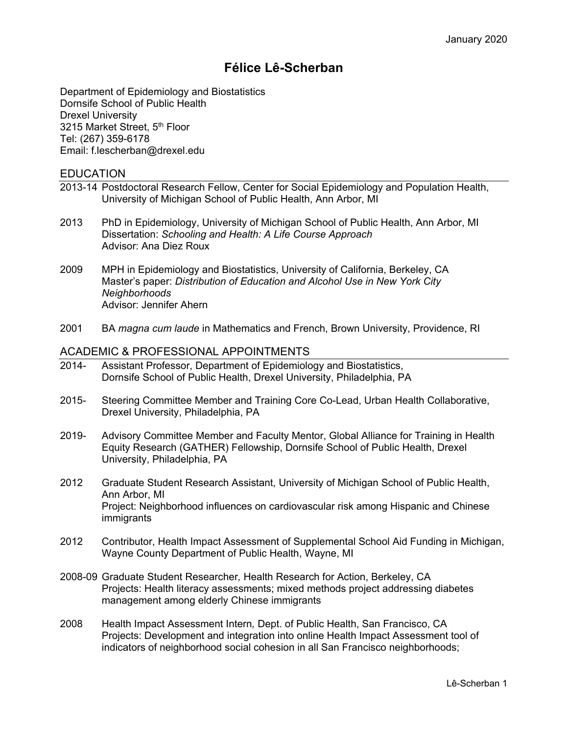January 2020

# Félice Lê-Scherban

Department of Epidemiology and Biostatistics
Dornsife School of Public Health
Drexel University
3215 Market Street, 5th Floor
Tel: (267) 359-6178
Email: f.lescherban@drexel.edu

## EDUCATION

2013-14 Postdoctoral Research Fellow, Center for Social Epidemiology and Population Health, University of Michigan School of Public Health, Ann Arbor, MI

2013 PhD in Epidemiology, University of Michigan School of Public Health, Ann Arbor, MI
Dissertation: *Schooling and Health: A Life Course Approach*
Advisor: Ana Diez Roux

2009 MPH in Epidemiology and Biostatistics, University of California, Berkeley, CA
Master's paper: *Distribution of Education and Alcohol Use in New York City Neighborhoods*
Advisor: Jennifer Ahern

2001 BA *magna cum laude* in Mathematics and French, Brown University, Providence, RI

## ACADEMIC & PROFESSIONAL APPOINTMENTS

2014- Assistant Professor, Department of Epidemiology and Biostatistics, Dornsife School of Public Health, Drexel University, Philadelphia, PA

2015- Steering Committee Member and Training Core Co-Lead, Urban Health Collaborative, Drexel University, Philadelphia, PA

2019- Advisory Committee Member and Faculty Mentor, Global Alliance for Training in Health Equity Research (GATHER) Fellowship, Dornsife School of Public Health, Drexel University, Philadelphia, PA

2012 Graduate Student Research Assistant, University of Michigan School of Public Health, Ann Arbor, MI
Project: Neighborhood influences on cardiovascular risk among Hispanic and Chinese immigrants

2012 Contributor, Health Impact Assessment of Supplemental School Aid Funding in Michigan, Wayne County Department of Public Health, Wayne, MI

2008-09 Graduate Student Researcher*,* Health Research for Action, Berkeley, CA
Projects: Health literacy assessments; mixed methods project addressing diabetes management among elderly Chinese immigrants

2008 Health Impact Assessment Intern*,* Dept. of Public Health, San Francisco, CA
Projects: Development and integration into online Health Impact Assessment tool of indicators of neighborhood social cohesion in all San Francisco neighborhoods;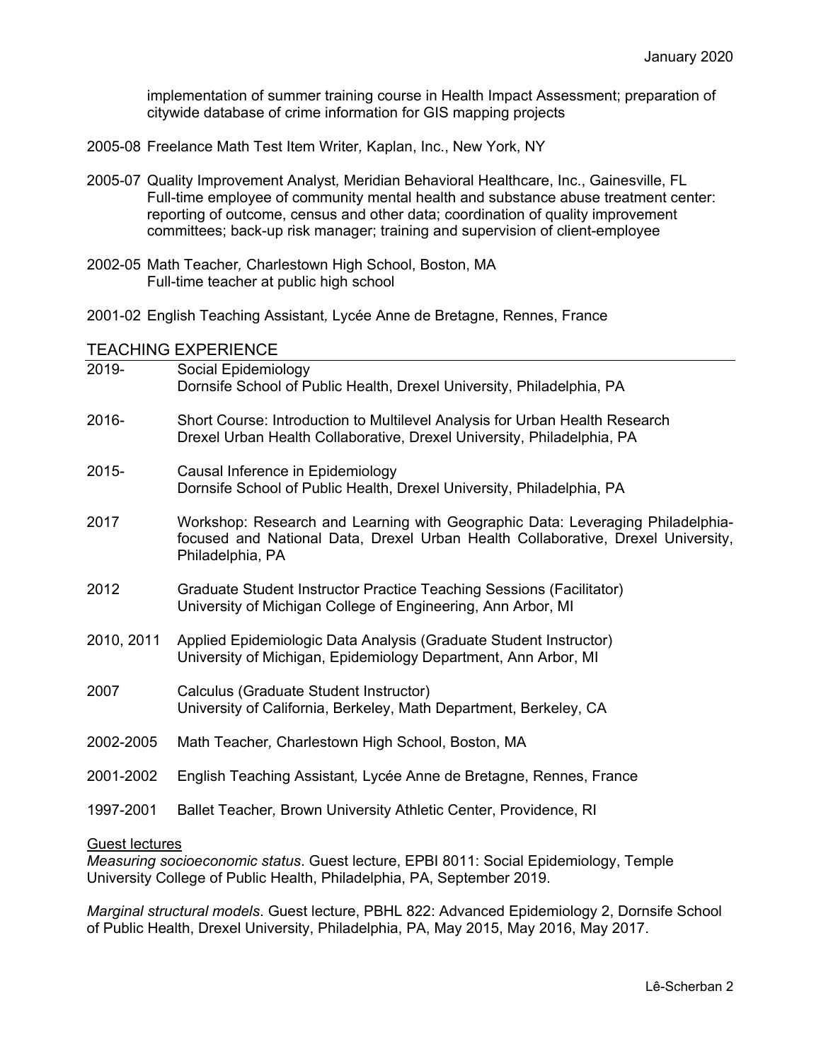implementation of summer training course in Health Impact Assessment; preparation of citywide database of crime information for GIS mapping projects

2005-08 Freelance Math Test Item Writer*,* Kaplan, Inc., New York, NY

2005-07 Quality Improvement Analyst*,* Meridian Behavioral Healthcare, Inc., Gainesville, FL
Full-time employee of community mental health and substance abuse treatment center: reporting of outcome, census and other data; coordination of quality improvement committees; back-up risk manager; training and supervision of client-employee

2002-05 Math Teacher*,* Charlestown High School, Boston, MA
Full-time teacher at public high school

2001-02 English Teaching Assistant*,* Lycée Anne de Bretagne, Rennes, France

## TEACHING EXPERIENCE

2019- Social Epidemiology
Dornsife School of Public Health, Drexel University, Philadelphia, PA

2016- Short Course: Introduction to Multilevel Analysis for Urban Health Research
Drexel Urban Health Collaborative, Drexel University, Philadelphia, PA

2015- Causal Inference in Epidemiology
Dornsife School of Public Health, Drexel University, Philadelphia, PA

2017 Workshop: Research and Learning with Geographic Data: Leveraging Philadelphia-focused and National Data, Drexel Urban Health Collaborative, Drexel University, Philadelphia, PA

2012 Graduate Student Instructor Practice Teaching Sessions (Facilitator)
University of Michigan College of Engineering, Ann Arbor, MI

2010, 2011 Applied Epidemiologic Data Analysis (Graduate Student Instructor)
University of Michigan, Epidemiology Department, Ann Arbor, MI

2007 Calculus (Graduate Student Instructor)
University of California, Berkeley, Math Department, Berkeley, CA

2002-2005 Math Teacher*,* Charlestown High School, Boston, MA

2001-2002 English Teaching Assistant*,* Lycée Anne de Bretagne, Rennes, France

1997-2001 Ballet Teacher*,* Brown University Athletic Center, Providence, RI

### Guest lectures

*Measuring socioeconomic status*. Guest lecture, EPBI 8011: Social Epidemiology, Temple University College of Public Health, Philadelphia, PA, September 2019.

*Marginal structural models*. Guest lecture, PBHL 822: Advanced Epidemiology 2, Dornsife School of Public Health, Drexel University, Philadelphia, PA, May 2015, May 2016, May 2017.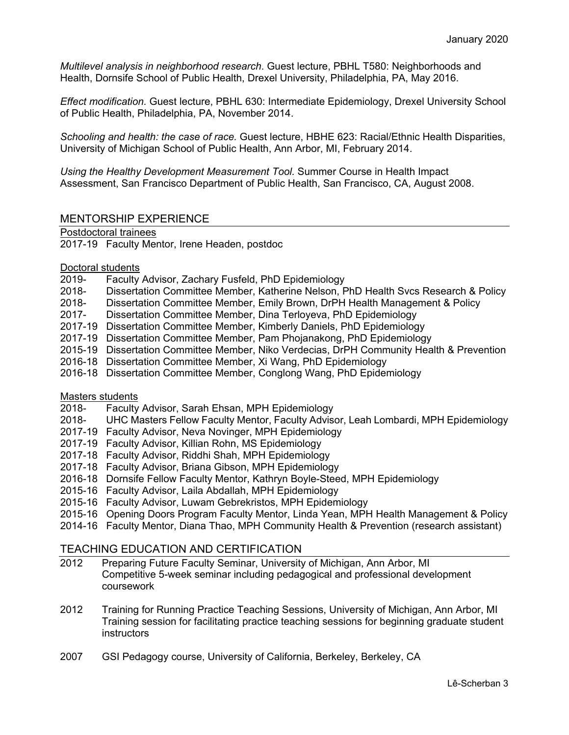*Multilevel analysis in neighborhood research*. Guest lecture, PBHL T580: Neighborhoods and Health, Dornsife School of Public Health, Drexel University, Philadelphia, PA, May 2016.

*Effect modification.* Guest lecture, PBHL 630: Intermediate Epidemiology, Drexel University School of Public Health, Philadelphia, PA, November 2014.

*Schooling and health: the case of race.* Guest lecture, HBHE 623: Racial/Ethnic Health Disparities, University of Michigan School of Public Health, Ann Arbor, MI, February 2014.

*Using the Healthy Development Measurement Tool.* Summer Course in Health Impact Assessment, San Francisco Department of Public Health, San Francisco, CA, August 2008.

## MENTORSHIP EXPERIENCE

Postdoctoral trainees

2017-19 Faculty Mentor, Irene Headen, postdoc

Doctoral students

2019- Faculty Advisor, Zachary Fusfeld, PhD Epidemiology
2018- Dissertation Committee Member, Katherine Nelson, PhD Health Svcs Research & Policy
2018- Dissertation Committee Member, Emily Brown, DrPH Health Management & Policy
2017- Dissertation Committee Member, Dina Terloyeva, PhD Epidemiology
2017-19 Dissertation Committee Member, Kimberly Daniels, PhD Epidemiology
2017-19 Dissertation Committee Member, Pam Phojanakong, PhD Epidemiology
2015-19 Dissertation Committee Member, Niko Verdecias, DrPH Community Health & Prevention
2016-18 Dissertation Committee Member, Xi Wang, PhD Epidemiology
2016-18 Dissertation Committee Member, Conglong Wang, PhD Epidemiology

Masters students

2018- Faculty Advisor, Sarah Ehsan, MPH Epidemiology
2018- UHC Masters Fellow Faculty Mentor, Faculty Advisor, Leah Lombardi, MPH Epidemiology
2017-19 Faculty Advisor, Neva Novinger, MPH Epidemiology
2017-19 Faculty Advisor, Killian Rohn, MS Epidemiology
2017-18 Faculty Advisor, Riddhi Shah, MPH Epidemiology
2017-18 Faculty Advisor, Briana Gibson, MPH Epidemiology
2016-18 Dornsife Fellow Faculty Mentor, Kathryn Boyle-Steed, MPH Epidemiology
2015-16 Faculty Advisor, Laila Abdallah, MPH Epidemiology
2015-16 Faculty Advisor, Luwam Gebrekristos, MPH Epidemiology
2015-16 Opening Doors Program Faculty Mentor, Linda Yean, MPH Health Management & Policy
2014-16 Faculty Mentor, Diana Thao, MPH Community Health & Prevention (research assistant)

## TEACHING EDUCATION AND CERTIFICATION

2012 Preparing Future Faculty Seminar, University of Michigan, Ann Arbor, MI
Competitive 5-week seminar including pedagogical and professional development coursework

2012 Training for Running Practice Teaching Sessions, University of Michigan, Ann Arbor, MI
Training session for facilitating practice teaching sessions for beginning graduate student instructors

2007 GSI Pedagogy course, University of California, Berkeley, Berkeley, CA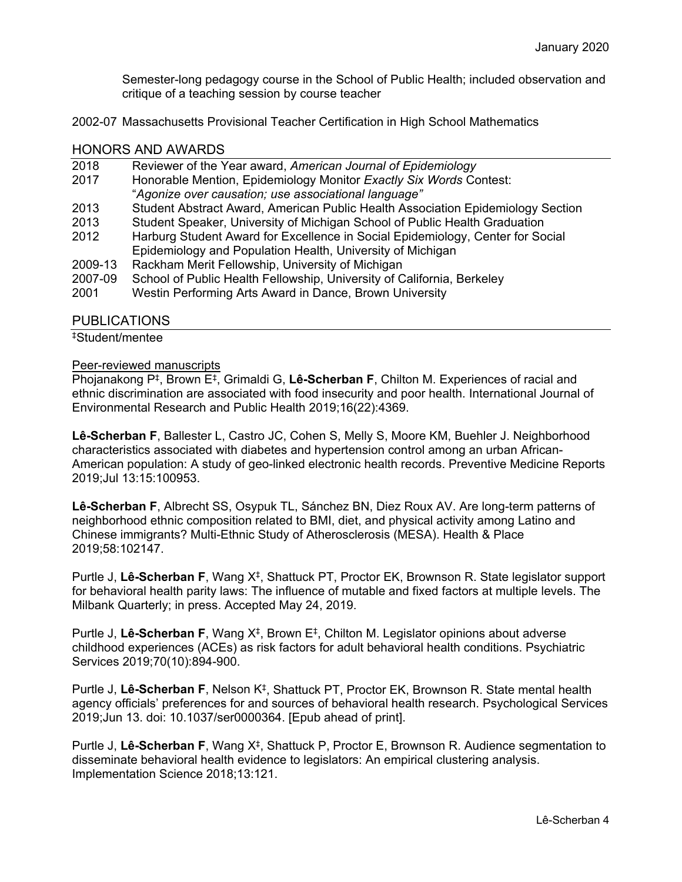Semester-long pedagogy course in the School of Public Health; included observation and critique of a teaching session by course teacher

2002-07 Massachusetts Provisional Teacher Certification in High School Mathematics

## HONORS AND AWARDS

| | |
|---|---|
| 2018 | Reviewer of the Year award, *American Journal of Epidemiology* |
| 2017 | Honorable Mention, Epidemiology Monitor *Exactly Six Words* Contest: "*Agonize over causation; use associational language"* |
| 2013 | Student Abstract Award, American Public Health Association Epidemiology Section |
| 2013 | Student Speaker, University of Michigan School of Public Health Graduation |
| 2012 | Harburg Student Award for Excellence in Social Epidemiology, Center for Social Epidemiology and Population Health, University of Michigan |
| 2009-13 | Rackham Merit Fellowship, University of Michigan |
| 2007-09 | School of Public Health Fellowship, University of California, Berkeley |
| 2001 | Westin Performing Arts Award in Dance, Brown University |

## PUBLICATIONS

‡Student/mentee

### Peer-reviewed manuscripts

Phojanakong P‡, Brown E‡, Grimaldi G, **Lê-Scherban F**, Chilton M. Experiences of racial and ethnic discrimination are associated with food insecurity and poor health. International Journal of Environmental Research and Public Health 2019;16(22):4369.

**Lê-Scherban F**, Ballester L, Castro JC, Cohen S, Melly S, Moore KM, Buehler J. Neighborhood characteristics associated with diabetes and hypertension control among an urban African-American population: A study of geo-linked electronic health records. Preventive Medicine Reports 2019;Jul 13:15:100953.

**Lê-Scherban F**, Albrecht SS, Osypuk TL, Sánchez BN, Diez Roux AV. Are long-term patterns of neighborhood ethnic composition related to BMI, diet, and physical activity among Latino and Chinese immigrants? Multi-Ethnic Study of Atherosclerosis (MESA). Health & Place 2019;58:102147.

Purtle J, **Lê-Scherban F**, Wang X‡, Shattuck PT, Proctor EK, Brownson R. State legislator support for behavioral health parity laws: The influence of mutable and fixed factors at multiple levels. The Milbank Quarterly; in press. Accepted May 24, 2019.

Purtle J, **Lê-Scherban F**, Wang X‡, Brown E‡, Chilton M. Legislator opinions about adverse childhood experiences (ACEs) as risk factors for adult behavioral health conditions. Psychiatric Services 2019;70(10):894-900.

Purtle J, **Lê-Scherban F**, Nelson K‡, Shattuck PT, Proctor EK, Brownson R. State mental health agency officials' preferences for and sources of behavioral health research. Psychological Services 2019;Jun 13. doi: 10.1037/ser0000364. [Epub ahead of print].

Purtle J, **Lê-Scherban F**, Wang X‡, Shattuck P, Proctor E, Brownson R. Audience segmentation to disseminate behavioral health evidence to legislators: An empirical clustering analysis. Implementation Science 2018;13:121.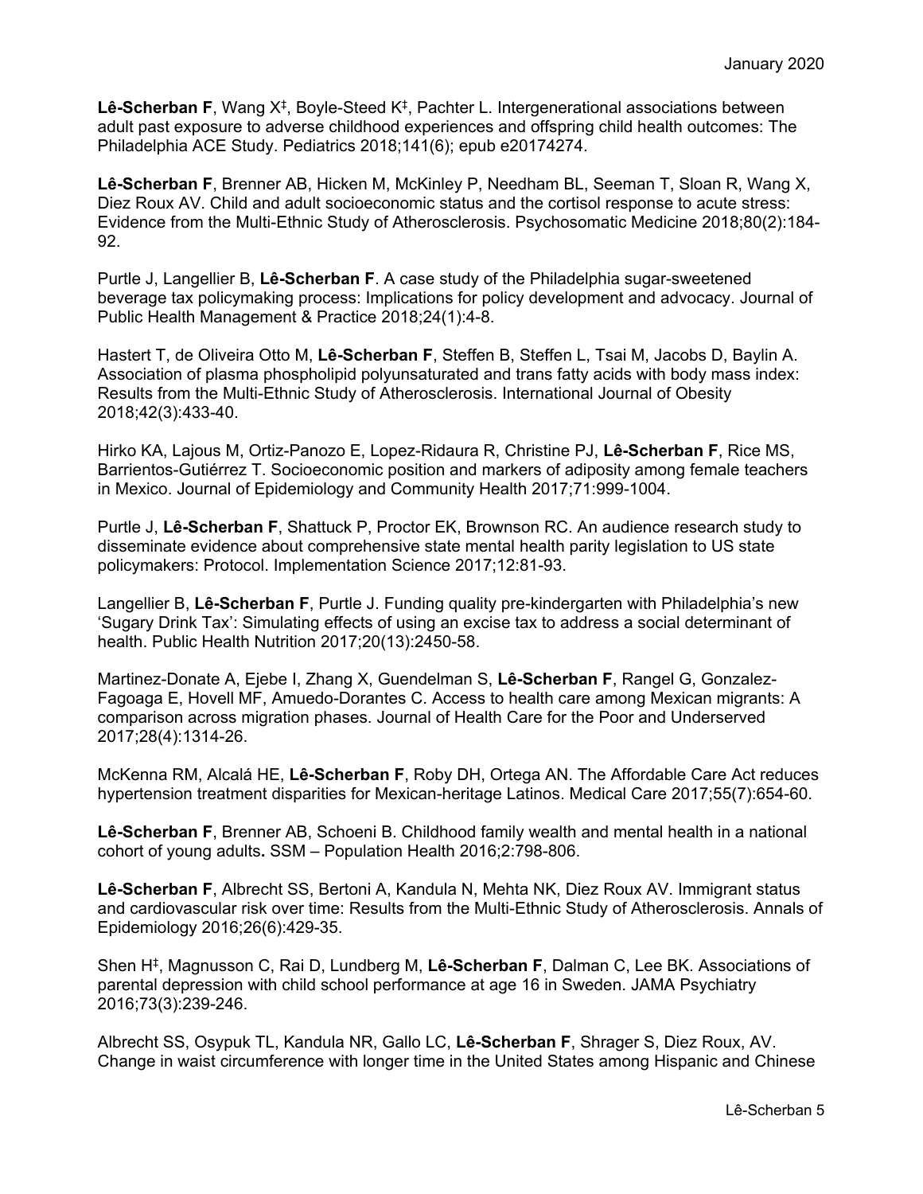**Lê-Scherban F**, Wang X[‡], Boyle-Steed K[‡], Pachter L. Intergenerational associations between adult past exposure to adverse childhood experiences and offspring child health outcomes: The Philadelphia ACE Study. Pediatrics 2018;141(6); epub e20174274.

**Lê-Scherban F**, Brenner AB, Hicken M, McKinley P, Needham BL, Seeman T, Sloan R, Wang X, Diez Roux AV. Child and adult socioeconomic status and the cortisol response to acute stress: Evidence from the Multi-Ethnic Study of Atherosclerosis. Psychosomatic Medicine 2018;80(2):184-92.

Purtle J, Langellier B, **Lê-Scherban F**. A case study of the Philadelphia sugar-sweetened beverage tax policymaking process: Implications for policy development and advocacy. Journal of Public Health Management & Practice 2018;24(1):4-8.

Hastert T, de Oliveira Otto M, **Lê-Scherban F**, Steffen B, Steffen L, Tsai M, Jacobs D, Baylin A. Association of plasma phospholipid polyunsaturated and trans fatty acids with body mass index: Results from the Multi-Ethnic Study of Atherosclerosis. International Journal of Obesity 2018;42(3):433-40.

Hirko KA, Lajous M, Ortiz-Panozo E, Lopez-Ridaura R, Christine PJ, **Lê-Scherban F**, Rice MS, Barrientos-Gutiérrez T. Socioeconomic position and markers of adiposity among female teachers in Mexico. Journal of Epidemiology and Community Health 2017;71:999-1004.

Purtle J, **Lê-Scherban F**, Shattuck P, Proctor EK, Brownson RC. An audience research study to disseminate evidence about comprehensive state mental health parity legislation to US state policymakers: Protocol. Implementation Science 2017;12:81-93.

Langellier B, **Lê-Scherban F**, Purtle J. Funding quality pre-kindergarten with Philadelphia's new 'Sugary Drink Tax': Simulating effects of using an excise tax to address a social determinant of health. Public Health Nutrition 2017;20(13):2450-58.

Martinez-Donate A, Ejebe I, Zhang X, Guendelman S, **Lê-Scherban F**, Rangel G, Gonzalez-Fagoaga E, Hovell MF, Amuedo-Dorantes C. Access to health care among Mexican migrants: A comparison across migration phases. Journal of Health Care for the Poor and Underserved 2017;28(4):1314-26.

McKenna RM, Alcalá HE, **Lê-Scherban F**, Roby DH, Ortega AN. The Affordable Care Act reduces hypertension treatment disparities for Mexican-heritage Latinos. Medical Care 2017;55(7):654-60.

**Lê-Scherban F**, Brenner AB, Schoeni B. Childhood family wealth and mental health in a national cohort of young adults**.** SSM – Population Health 2016;2:798-806.

**Lê-Scherban F**, Albrecht SS, Bertoni A, Kandula N, Mehta NK, Diez Roux AV. Immigrant status and cardiovascular risk over time: Results from the Multi-Ethnic Study of Atherosclerosis. Annals of Epidemiology 2016;26(6):429-35.

Shen H[‡], Magnusson C, Rai D, Lundberg M, **Lê-Scherban F**, Dalman C, Lee BK. Associations of parental depression with child school performance at age 16 in Sweden. JAMA Psychiatry 2016;73(3):239-246.

Albrecht SS, Osypuk TL, Kandula NR, Gallo LC, **Lê-Scherban F**, Shrager S, Diez Roux, AV. Change in waist circumference with longer time in the United States among Hispanic and Chinese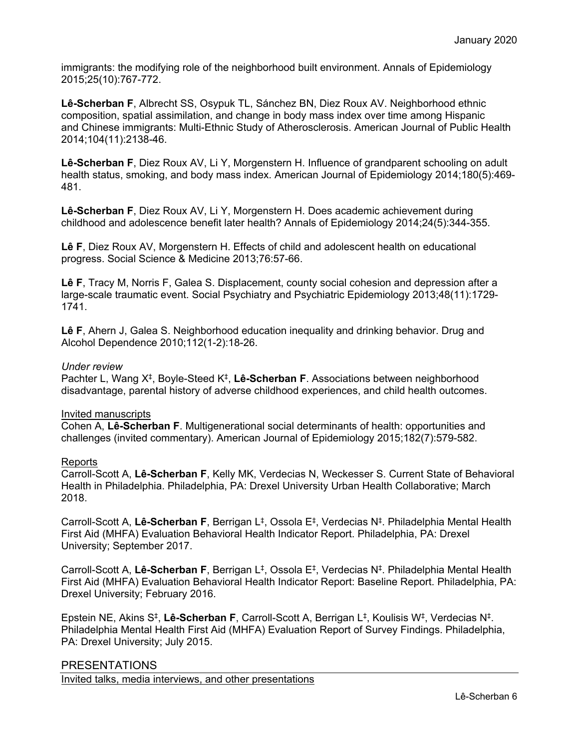immigrants: the modifying role of the neighborhood built environment. Annals of Epidemiology 2015;25(10):767-772.

**Lê-Scherban F**, Albrecht SS, Osypuk TL, Sánchez BN, Diez Roux AV. Neighborhood ethnic composition, spatial assimilation, and change in body mass index over time among Hispanic and Chinese immigrants: Multi-Ethnic Study of Atherosclerosis. American Journal of Public Health 2014;104(11):2138-46.

**Lê-Scherban F**, Diez Roux AV, Li Y, Morgenstern H. Influence of grandparent schooling on adult health status, smoking, and body mass index. American Journal of Epidemiology 2014;180(5):469-481.

**Lê-Scherban F**, Diez Roux AV, Li Y, Morgenstern H. Does academic achievement during childhood and adolescence benefit later health? Annals of Epidemiology 2014;24(5):344-355.

**Lê F**, Diez Roux AV, Morgenstern H. Effects of child and adolescent health on educational progress. Social Science & Medicine 2013;76:57-66.

**Lê F**, Tracy M, Norris F, Galea S. Displacement, county social cohesion and depression after a large-scale traumatic event. Social Psychiatry and Psychiatric Epidemiology 2013;48(11):1729-1741.

**Lê F**, Ahern J, Galea S. Neighborhood education inequality and drinking behavior. Drug and Alcohol Dependence 2010;112(1-2):18-26.

*Under review*

Pachter L, Wang X‡, Boyle-Steed K‡, **Lê-Scherban F**. Associations between neighborhood disadvantage, parental history of adverse childhood experiences, and child health outcomes.

Invited manuscripts

Cohen A, **Lê-Scherban F**. Multigenerational social determinants of health: opportunities and challenges (invited commentary). American Journal of Epidemiology 2015;182(7):579-582.

Reports

Carroll-Scott A, **Lê-Scherban F**, Kelly MK, Verdecias N, Weckesser S. Current State of Behavioral Health in Philadelphia. Philadelphia, PA: Drexel University Urban Health Collaborative; March 2018.

Carroll-Scott A, **Lê-Scherban F**, Berrigan L‡, Ossola E‡, Verdecias N‡. Philadelphia Mental Health First Aid (MHFA) Evaluation Behavioral Health Indicator Report. Philadelphia, PA: Drexel University; September 2017.

Carroll-Scott A, **Lê-Scherban F**, Berrigan L‡, Ossola E‡, Verdecias N‡. Philadelphia Mental Health First Aid (MHFA) Evaluation Behavioral Health Indicator Report: Baseline Report. Philadelphia, PA: Drexel University; February 2016.

Epstein NE, Akins S‡, **Lê-Scherban F**, Carroll-Scott A, Berrigan L‡, Koulisis W‡, Verdecias N‡. Philadelphia Mental Health First Aid (MHFA) Evaluation Report of Survey Findings. Philadelphia, PA: Drexel University; July 2015.

## PRESENTATIONS

Invited talks, media interviews, and other presentations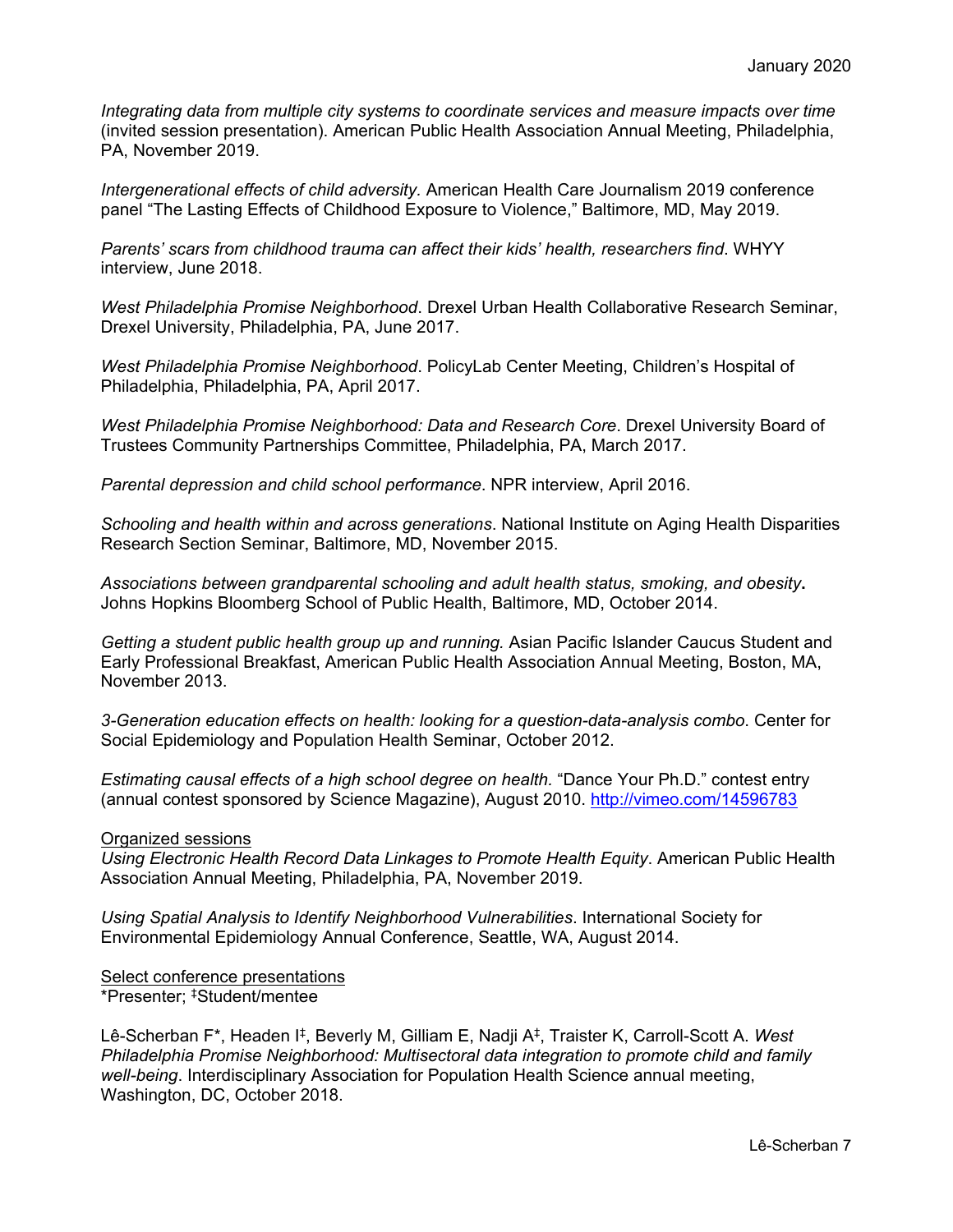*Integrating data from multiple city systems to coordinate services and measure impacts over time* (invited session presentation). American Public Health Association Annual Meeting, Philadelphia, PA, November 2019.

*Intergenerational effects of child adversity.* American Health Care Journalism 2019 conference panel "The Lasting Effects of Childhood Exposure to Violence," Baltimore, MD, May 2019.

*Parents' scars from childhood trauma can affect their kids' health, researchers find*. WHYY interview, June 2018.

*West Philadelphia Promise Neighborhood*. Drexel Urban Health Collaborative Research Seminar, Drexel University, Philadelphia, PA, June 2017.

*West Philadelphia Promise Neighborhood*. PolicyLab Center Meeting, Children's Hospital of Philadelphia, Philadelphia, PA, April 2017.

*West Philadelphia Promise Neighborhood: Data and Research Core*. Drexel University Board of Trustees Community Partnerships Committee, Philadelphia, PA, March 2017.

*Parental depression and child school performance*. NPR interview, April 2016.

*Schooling and health within and across generations*. National Institute on Aging Health Disparities Research Section Seminar, Baltimore, MD, November 2015.

*Associations between grandparental schooling and adult health status, smoking, and obesity***.** Johns Hopkins Bloomberg School of Public Health, Baltimore, MD, October 2014.

*Getting a student public health group up and running.* Asian Pacific Islander Caucus Student and Early Professional Breakfast, American Public Health Association Annual Meeting, Boston, MA, November 2013.

*3-Generation education effects on health: looking for a question-data-analysis combo*. Center for Social Epidemiology and Population Health Seminar, October 2012.

*Estimating causal effects of a high school degree on health.* "Dance Your Ph.D." contest entry (annual contest sponsored by Science Magazine), August 2010. http://vimeo.com/14596783

Organized sessions

*Using Electronic Health Record Data Linkages to Promote Health Equity*. American Public Health Association Annual Meeting, Philadelphia, PA, November 2019.

*Using Spatial Analysis to Identify Neighborhood Vulnerabilities*. International Society for Environmental Epidemiology Annual Conference, Seattle, WA, August 2014.

Select conference presentations

*Presenter; ‡Student/mentee

Lê-Scherban F*, Headen I‡, Beverly M, Gilliam E, Nadji A‡, Traister K, Carroll-Scott A. *West Philadelphia Promise Neighborhood: Multisectoral data integration to promote child and family well-being*. Interdisciplinary Association for Population Health Science annual meeting, Washington, DC, October 2018.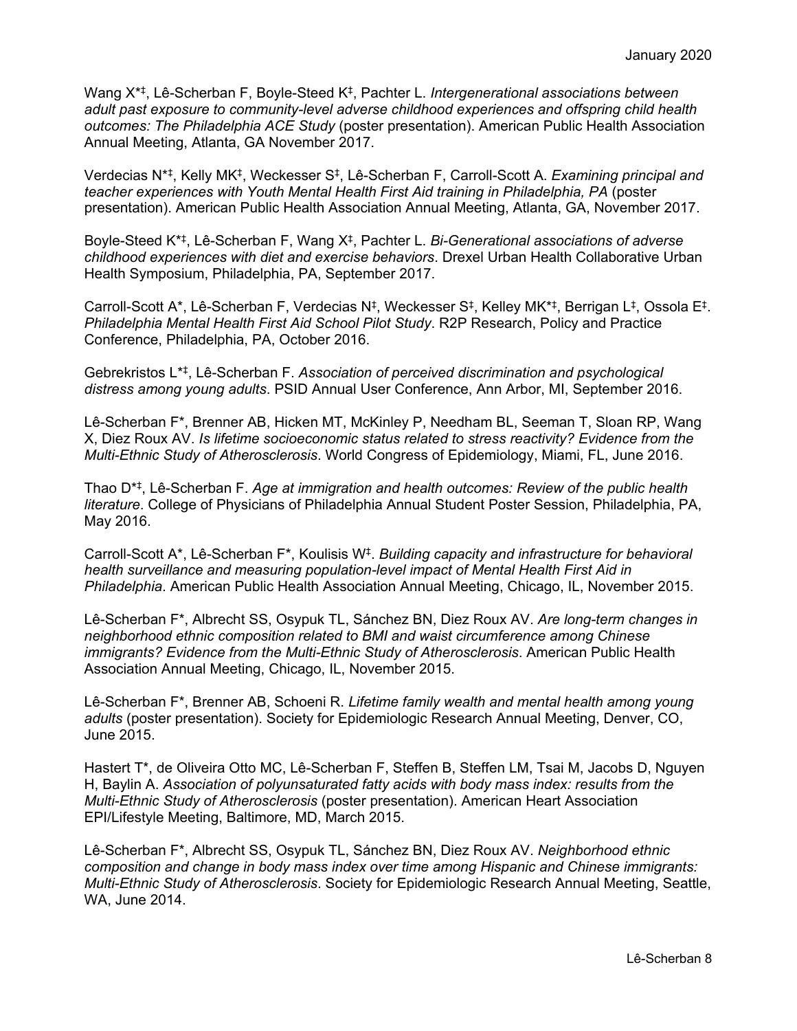Wang X*‡, Lê-Scherban F, Boyle-Steed K‡, Pachter L. *Intergenerational associations between adult past exposure to community-level adverse childhood experiences and offspring child health outcomes: The Philadelphia ACE Study* (poster presentation). American Public Health Association Annual Meeting, Atlanta, GA November 2017.

Verdecias N*‡, Kelly MK‡, Weckesser S‡, Lê-Scherban F, Carroll-Scott A. *Examining principal and teacher experiences with Youth Mental Health First Aid training in Philadelphia, PA* (poster presentation). American Public Health Association Annual Meeting, Atlanta, GA, November 2017.

Boyle-Steed K*‡, Lê-Scherban F, Wang X‡, Pachter L. *Bi-Generational associations of adverse childhood experiences with diet and exercise behaviors*. Drexel Urban Health Collaborative Urban Health Symposium, Philadelphia, PA, September 2017.

Carroll-Scott A*, Lê-Scherban F, Verdecias N‡, Weckesser S‡, Kelley MK*‡, Berrigan L‡, Ossola E‡. *Philadelphia Mental Health First Aid School Pilot Study*. R2P Research, Policy and Practice Conference, Philadelphia, PA, October 2016.

Gebrekristos L*‡, Lê-Scherban F. *Association of perceived discrimination and psychological distress among young adults*. PSID Annual User Conference, Ann Arbor, MI, September 2016.

Lê-Scherban F*, Brenner AB, Hicken MT, McKinley P, Needham BL, Seeman T, Sloan RP, Wang X, Diez Roux AV. *Is lifetime socioeconomic status related to stress reactivity? Evidence from the Multi-Ethnic Study of Atherosclerosis*. World Congress of Epidemiology, Miami, FL, June 2016.

Thao D*‡, Lê-Scherban F. *Age at immigration and health outcomes: Review of the public health literature*. College of Physicians of Philadelphia Annual Student Poster Session, Philadelphia, PA, May 2016.

Carroll-Scott A*, Lê-Scherban F*, Koulisis W‡. *Building capacity and infrastructure for behavioral health surveillance and measuring population-level impact of Mental Health First Aid in Philadelphia*. American Public Health Association Annual Meeting, Chicago, IL, November 2015.

Lê-Scherban F*, Albrecht SS, Osypuk TL, Sánchez BN, Diez Roux AV. *Are long-term changes in neighborhood ethnic composition related to BMI and waist circumference among Chinese immigrants? Evidence from the Multi-Ethnic Study of Atherosclerosis*. American Public Health Association Annual Meeting, Chicago, IL, November 2015.

Lê-Scherban F*, Brenner AB, Schoeni R. *Lifetime family wealth and mental health among young adults* (poster presentation). Society for Epidemiologic Research Annual Meeting, Denver, CO, June 2015.

Hastert T*, de Oliveira Otto MC, Lê-Scherban F, Steffen B, Steffen LM, Tsai M, Jacobs D, Nguyen H, Baylin A. *Association of polyunsaturated fatty acids with body mass index: results from the Multi-Ethnic Study of Atherosclerosis* (poster presentation). American Heart Association EPI/Lifestyle Meeting, Baltimore, MD, March 2015.

Lê-Scherban F*, Albrecht SS, Osypuk TL, Sánchez BN, Diez Roux AV. *Neighborhood ethnic composition and change in body mass index over time among Hispanic and Chinese immigrants: Multi-Ethnic Study of Atherosclerosis*. Society for Epidemiologic Research Annual Meeting, Seattle, WA, June 2014.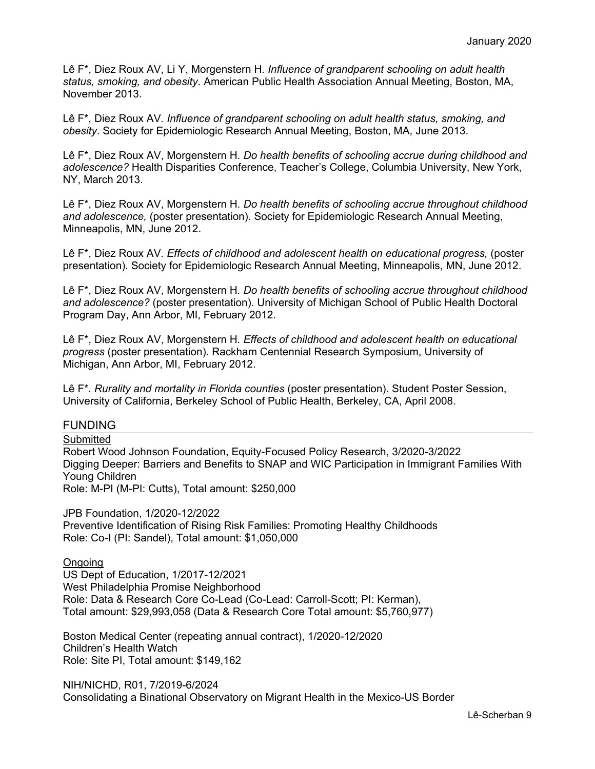Lê F*, Diez Roux AV, Li Y, Morgenstern H. *Influence of grandparent schooling on adult health status, smoking, and obesity*. American Public Health Association Annual Meeting, Boston, MA, November 2013.

Lê F*, Diez Roux AV. *Influence of grandparent schooling on adult health status, smoking, and obesity*. Society for Epidemiologic Research Annual Meeting, Boston, MA, June 2013.

Lê F*, Diez Roux AV, Morgenstern H. *Do health benefits of schooling accrue during childhood and adolescence?* Health Disparities Conference, Teacher's College, Columbia University, New York, NY, March 2013.

Lê F*, Diez Roux AV, Morgenstern H. *Do health benefits of schooling accrue throughout childhood and adolescence,* (poster presentation). Society for Epidemiologic Research Annual Meeting, Minneapolis, MN, June 2012.

Lê F*, Diez Roux AV. *Effects of childhood and adolescent health on educational progress,* (poster presentation). Society for Epidemiologic Research Annual Meeting, Minneapolis, MN, June 2012.

Lê F*, Diez Roux AV, Morgenstern H. *Do health benefits of schooling accrue throughout childhood and adolescence?* (poster presentation). University of Michigan School of Public Health Doctoral Program Day, Ann Arbor, MI, February 2012.

Lê F*, Diez Roux AV, Morgenstern H. *Effects of childhood and adolescent health on educational progress* (poster presentation). Rackham Centennial Research Symposium, University of Michigan, Ann Arbor, MI, February 2012.

Lê F*. *Rurality and mortality in Florida counties* (poster presentation). Student Poster Session, University of California, Berkeley School of Public Health, Berkeley, CA, April 2008.

## FUNDING

<u>Submitted</u>

Robert Wood Johnson Foundation, Equity-Focused Policy Research, 3/2020-3/2022
Digging Deeper: Barriers and Benefits to SNAP and WIC Participation in Immigrant Families With Young Children
Role: M-PI (M-PI: Cutts), Total amount: $250,000

JPB Foundation, 1/2020-12/2022
Preventive Identification of Rising Risk Families: Promoting Healthy Childhoods
Role: Co-I (PI: Sandel), Total amount: $1,050,000

<u>Ongoing</u>

US Dept of Education, 1/2017-12/2021
West Philadelphia Promise Neighborhood
Role: Data & Research Core Co-Lead (Co-Lead: Carroll-Scott; PI: Kerman),
Total amount: $29,993,058 (Data & Research Core Total amount: $5,760,977)

Boston Medical Center (repeating annual contract), 1/2020-12/2020
Children's Health Watch
Role: Site PI, Total amount: $149,162

NIH/NICHD, R01, 7/2019-6/2024
Consolidating a Binational Observatory on Migrant Health in the Mexico-US Border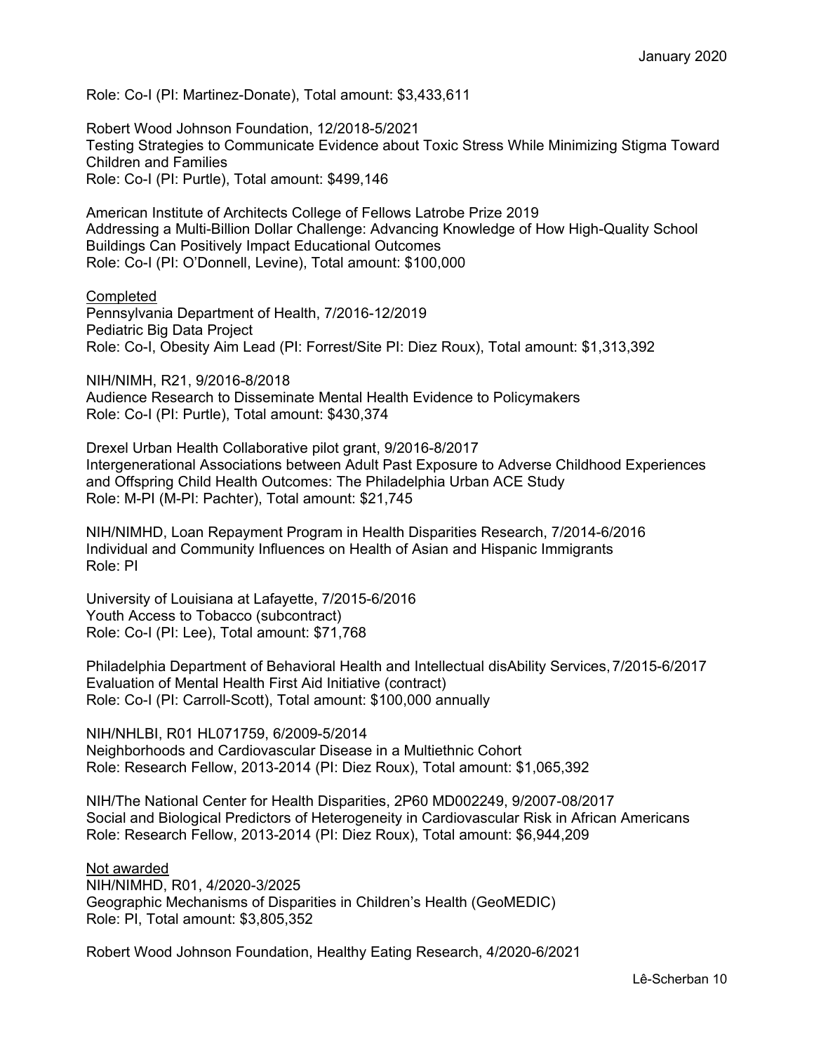Role: Co-I (PI: Martinez-Donate), Total amount: $3,433,611

Robert Wood Johnson Foundation, 12/2018-5/2021
Testing Strategies to Communicate Evidence about Toxic Stress While Minimizing Stigma Toward Children and Families
Role: Co-I (PI: Purtle), Total amount: $499,146

American Institute of Architects College of Fellows Latrobe Prize 2019
Addressing a Multi-Billion Dollar Challenge: Advancing Knowledge of How High-Quality School Buildings Can Positively Impact Educational Outcomes
Role: Co-I (PI: O'Donnell, Levine), Total amount: $100,000

<u>Completed</u>

Pennsylvania Department of Health, 7/2016-12/2019
Pediatric Big Data Project
Role: Co-I, Obesity Aim Lead (PI: Forrest/Site PI: Diez Roux), Total amount: $1,313,392

NIH/NIMH, R21, 9/2016-8/2018
Audience Research to Disseminate Mental Health Evidence to Policymakers
Role: Co-I (PI: Purtle), Total amount: $430,374

Drexel Urban Health Collaborative pilot grant, 9/2016-8/2017
Intergenerational Associations between Adult Past Exposure to Adverse Childhood Experiences and Offspring Child Health Outcomes: The Philadelphia Urban ACE Study
Role: M-PI (M-PI: Pachter), Total amount: $21,745

NIH/NIMHD, Loan Repayment Program in Health Disparities Research, 7/2014-6/2016
Individual and Community Influences on Health of Asian and Hispanic Immigrants
Role: PI

University of Louisiana at Lafayette, 7/2015-6/2016
Youth Access to Tobacco (subcontract)
Role: Co-I (PI: Lee), Total amount: $71,768

Philadelphia Department of Behavioral Health and Intellectual disAbility Services, 7/2015-6/2017
Evaluation of Mental Health First Aid Initiative (contract)
Role: Co-I (PI: Carroll-Scott), Total amount: $100,000 annually

NIH/NHLBI, R01 HL071759, 6/2009-5/2014
Neighborhoods and Cardiovascular Disease in a Multiethnic Cohort
Role: Research Fellow, 2013-2014 (PI: Diez Roux), Total amount: $1,065,392

NIH/The National Center for Health Disparities, 2P60 MD002249, 9/2007-08/2017
Social and Biological Predictors of Heterogeneity in Cardiovascular Risk in African Americans
Role: Research Fellow, 2013-2014 (PI: Diez Roux), Total amount: $6,944,209

<u>Not awarded</u>

NIH/NIMHD, R01, 4/2020-3/2025
Geographic Mechanisms of Disparities in Children's Health (GeoMEDIC)
Role: PI, Total amount: $3,805,352

Robert Wood Johnson Foundation, Healthy Eating Research, 4/2020-6/2021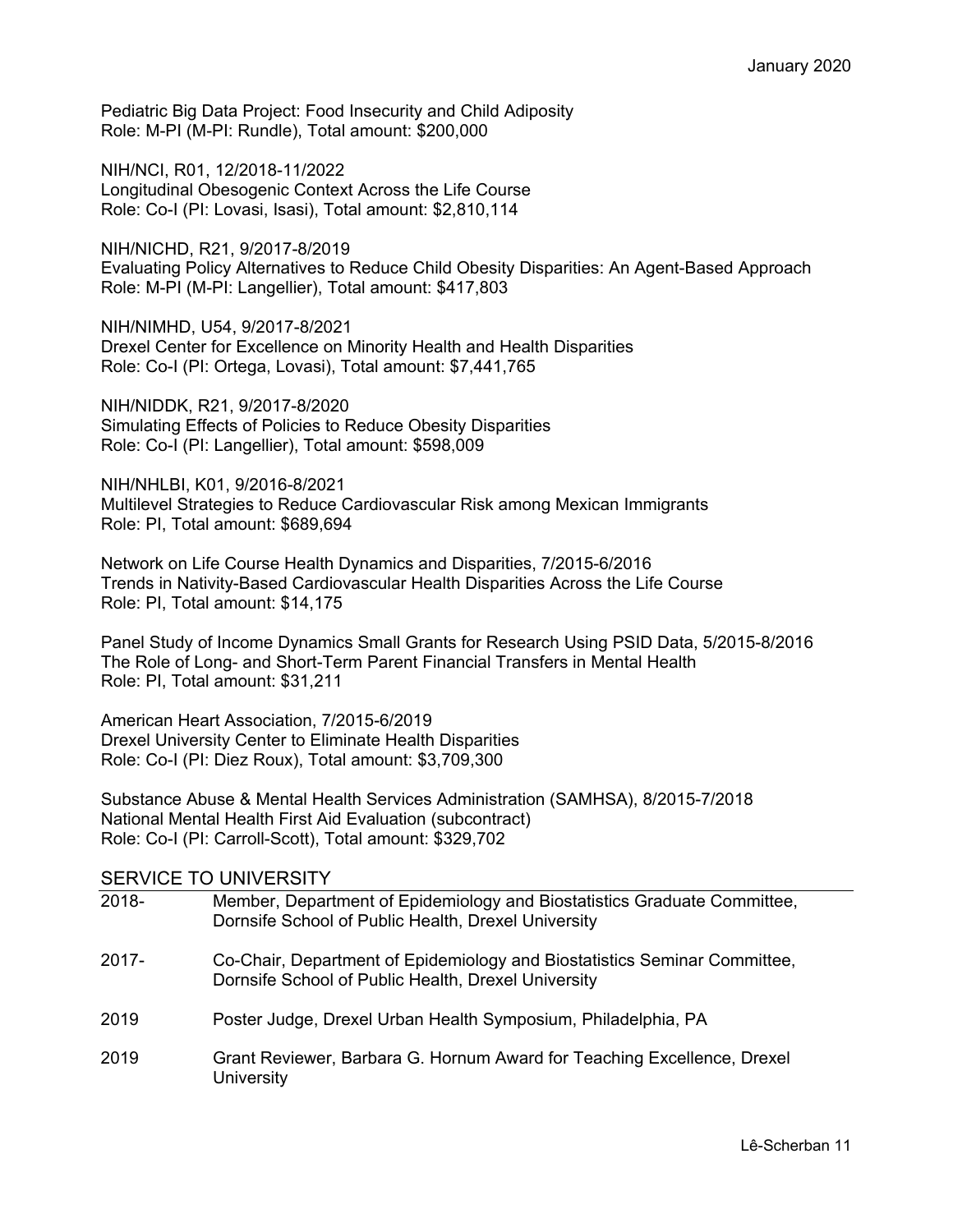Pediatric Big Data Project: Food Insecurity and Child Adiposity
Role: M-PI (M-PI: Rundle), Total amount: $200,000

NIH/NCI, R01, 12/2018-11/2022
Longitudinal Obesogenic Context Across the Life Course
Role: Co-I (PI: Lovasi, Isasi), Total amount: $2,810,114

NIH/NICHD, R21, 9/2017-8/2019
Evaluating Policy Alternatives to Reduce Child Obesity Disparities: An Agent-Based Approach
Role: M-PI (M-PI: Langellier), Total amount: $417,803

NIH/NIMHD, U54, 9/2017-8/2021
Drexel Center for Excellence on Minority Health and Health Disparities
Role: Co-I (PI: Ortega, Lovasi), Total amount: $7,441,765

NIH/NIDDK, R21, 9/2017-8/2020
Simulating Effects of Policies to Reduce Obesity Disparities
Role: Co-I (PI: Langellier), Total amount: $598,009

NIH/NHLBI, K01, 9/2016-8/2021
Multilevel Strategies to Reduce Cardiovascular Risk among Mexican Immigrants
Role: PI, Total amount: $689,694

Network on Life Course Health Dynamics and Disparities, 7/2015-6/2016
Trends in Nativity-Based Cardiovascular Health Disparities Across the Life Course
Role: PI, Total amount: $14,175

Panel Study of Income Dynamics Small Grants for Research Using PSID Data, 5/2015-8/2016
The Role of Long- and Short-Term Parent Financial Transfers in Mental Health
Role: PI, Total amount: $31,211

American Heart Association, 7/2015-6/2019
Drexel University Center to Eliminate Health Disparities
Role: Co-I (PI: Diez Roux), Total amount: $3,709,300

Substance Abuse & Mental Health Services Administration (SAMHSA), 8/2015-7/2018
National Mental Health First Aid Evaluation (subcontract)
Role: Co-I (PI: Carroll-Scott), Total amount: $329,702

## SERVICE TO UNIVERSITY

2018- Member, Department of Epidemiology and Biostatistics Graduate Committee, Dornsife School of Public Health, Drexel University

2017- Co-Chair, Department of Epidemiology and Biostatistics Seminar Committee, Dornsife School of Public Health, Drexel University

2019 Poster Judge, Drexel Urban Health Symposium, Philadelphia, PA

2019 Grant Reviewer, Barbara G. Hornum Award for Teaching Excellence, Drexel University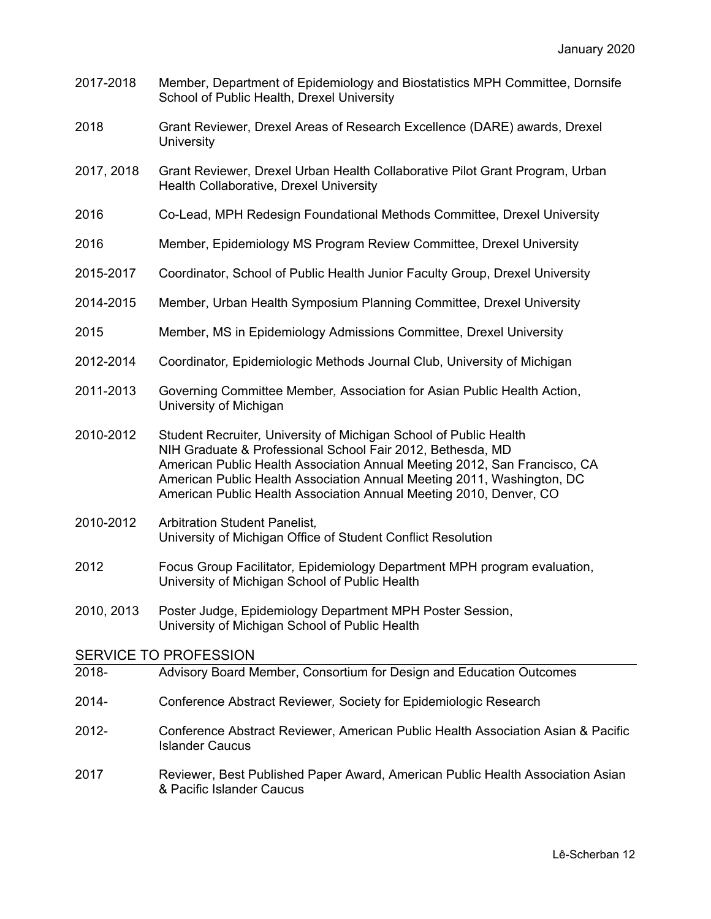2017-2018 Member, Department of Epidemiology and Biostatistics MPH Committee, Dornsife School of Public Health, Drexel University

2018 Grant Reviewer, Drexel Areas of Research Excellence (DARE) awards, Drexel University

2017, 2018 Grant Reviewer, Drexel Urban Health Collaborative Pilot Grant Program, Urban Health Collaborative, Drexel University

2016 Co-Lead, MPH Redesign Foundational Methods Committee, Drexel University

2016 Member, Epidemiology MS Program Review Committee, Drexel University

2015-2017 Coordinator, School of Public Health Junior Faculty Group, Drexel University

2014-2015 Member, Urban Health Symposium Planning Committee, Drexel University

2015 Member, MS in Epidemiology Admissions Committee, Drexel University

2012-2014 Coordinator*,* Epidemiologic Methods Journal Club, University of Michigan

2011-2013 Governing Committee Member*,* Association for Asian Public Health Action, University of Michigan

2010-2012 Student Recruiter*,* University of Michigan School of Public Health
NIH Graduate & Professional School Fair 2012, Bethesda, MD
American Public Health Association Annual Meeting 2012, San Francisco, CA
American Public Health Association Annual Meeting 2011, Washington, DC
American Public Health Association Annual Meeting 2010, Denver, CO

2010-2012 Arbitration Student Panelist*,*
University of Michigan Office of Student Conflict Resolution

2012 Focus Group Facilitator*,* Epidemiology Department MPH program evaluation, University of Michigan School of Public Health

2010, 2013 Poster Judge, Epidemiology Department MPH Poster Session, University of Michigan School of Public Health

## SERVICE TO PROFESSION

2018- Advisory Board Member, Consortium for Design and Education Outcomes

2014- Conference Abstract Reviewer*,* Society for Epidemiologic Research

2012- Conference Abstract Reviewer, American Public Health Association Asian & Pacific Islander Caucus

2017 Reviewer, Best Published Paper Award, American Public Health Association Asian & Pacific Islander Caucus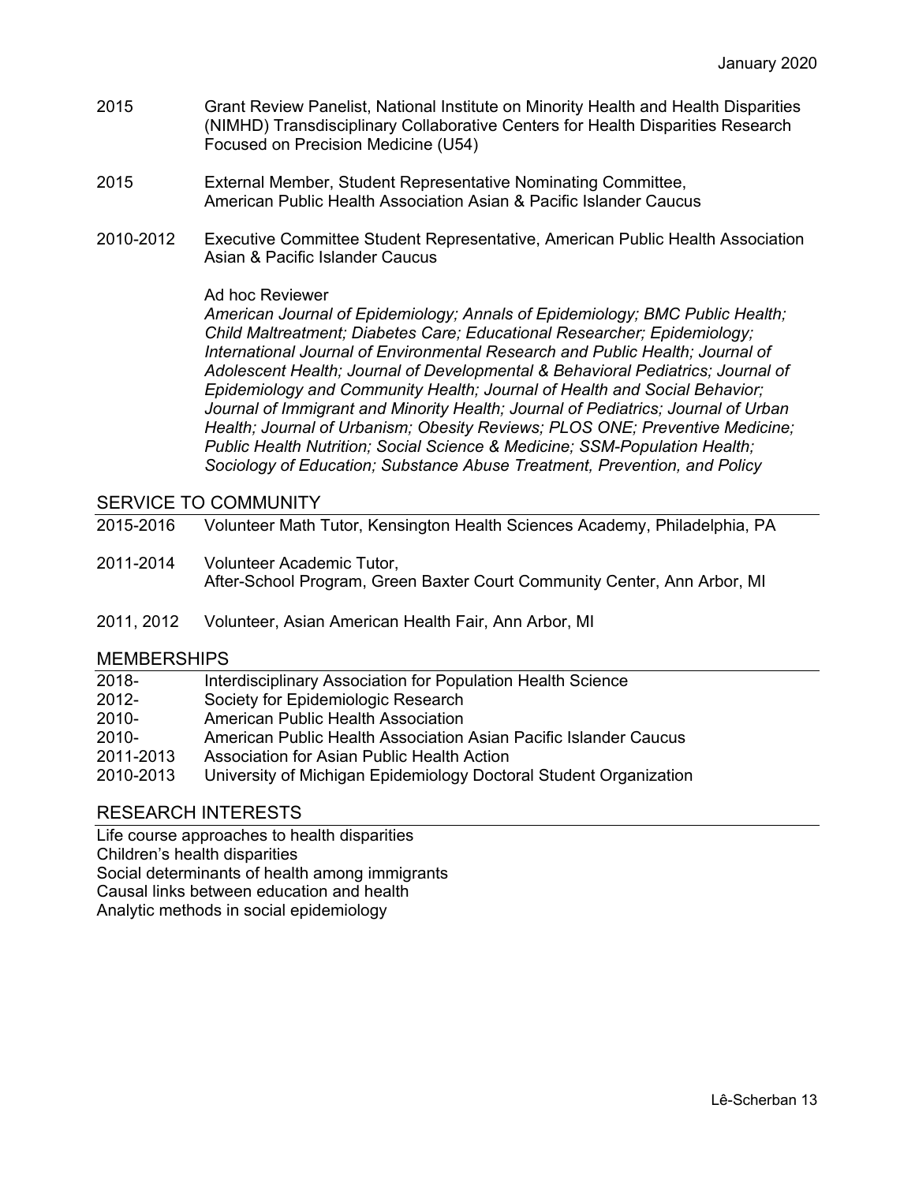2015 Grant Review Panelist, National Institute on Minority Health and Health Disparities (NIMHD) Transdisciplinary Collaborative Centers for Health Disparities Research Focused on Precision Medicine (U54)

2015 External Member, Student Representative Nominating Committee, American Public Health Association Asian & Pacific Islander Caucus

2010-2012 Executive Committee Student Representative, American Public Health Association Asian & Pacific Islander Caucus

Ad hoc Reviewer
*American Journal of Epidemiology; Annals of Epidemiology; BMC Public Health; Child Maltreatment; Diabetes Care; Educational Researcher; Epidemiology; International Journal of Environmental Research and Public Health; Journal of Adolescent Health; Journal of Developmental & Behavioral Pediatrics; Journal of Epidemiology and Community Health; Journal of Health and Social Behavior; Journal of Immigrant and Minority Health; Journal of Pediatrics; Journal of Urban Health; Journal of Urbanism; Obesity Reviews; PLOS ONE; Preventive Medicine; Public Health Nutrition; Social Science & Medicine; SSM-Population Health; Sociology of Education; Substance Abuse Treatment, Prevention, and Policy*

## SERVICE TO COMMUNITY

2015-2016 Volunteer Math Tutor, Kensington Health Sciences Academy, Philadelphia, PA

2011-2014 Volunteer Academic Tutor, After-School Program, Green Baxter Court Community Center, Ann Arbor, MI

2011, 2012 Volunteer, Asian American Health Fair, Ann Arbor, MI

## MEMBERSHIPS

2018- Interdisciplinary Association for Population Health Science
2012- Society for Epidemiologic Research
2010- American Public Health Association
2010- American Public Health Association Asian Pacific Islander Caucus
2011-2013 Association for Asian Public Health Action
2010-2013 University of Michigan Epidemiology Doctoral Student Organization

## RESEARCH INTERESTS

Life course approaches to health disparities
Children's health disparities
Social determinants of health among immigrants
Causal links between education and health
Analytic methods in social epidemiology